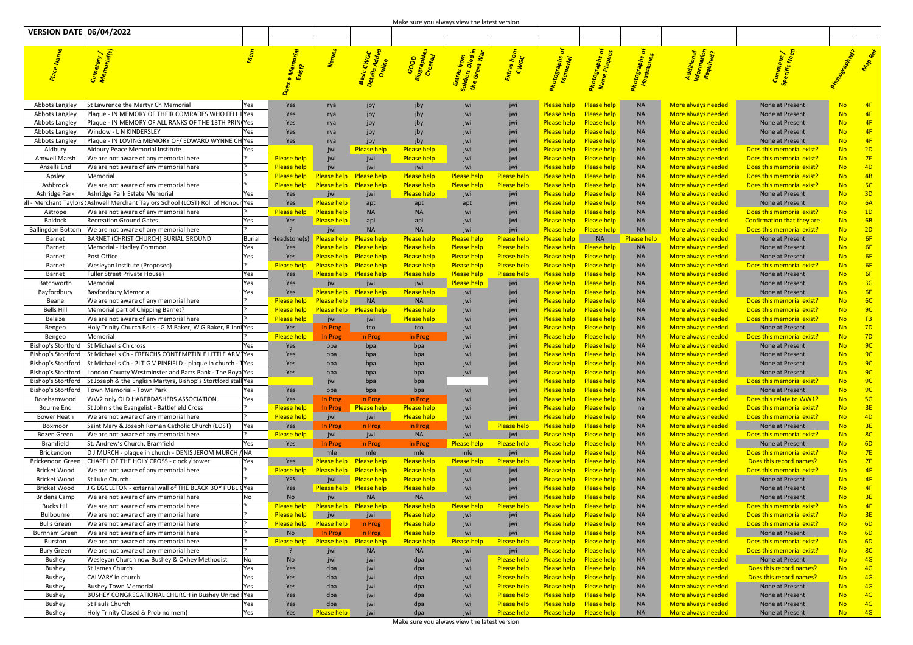Make sure you always view the latest version

**VERSION DATE 06/04/2022**

| Place Name | Cemetery / Memorial(s) | Mem | Does a Memorial Exist? | Names | Basic CWGC Details Added Online | GOOD Biographies Created | Extras from Soldiers Died in the Great War | Extras from CWGC | Photographs of Memorial | Photographs of Name Plaques | Photographs of Headstones | Additional Information Required? | Comment / Specific Need | Photographed? | Map Ref |
|---|---|---|---|---|---|---|---|---|---|---|---|---|---|---|---|
| Abbots Langley | St Lawrence the Martyr Ch Memorial | Yes | Yes | rya | jby | jby | jwi | jwi | Please help | Please help | NA | More always needed | None at Present | No | 4F |
| Abbots Langley | Plaque - IN MEMORY OF THEIR COMRADES WHO FELL I | Yes | Yes | rya | jby | jby | jwi | jwi | Please help | Please help | NA | More always needed | None at Present | No | 4F |
| Abbots Langley | Plaque - IN MEMORY OF ALL RANKS OF THE 13TH PRIN | Yes | Yes | rya | jby | jby | jwi | jwi | Please help | Please help | NA | More always needed | None at Present | No | 4F |
| Abbots Langley | Window - L N KINDERSLEY | Yes | Yes | rya | jby | jby | jwi | jwi | Please help | Please help | NA | More always needed | None at Present | No | 4F |
| Abbots Langley | Plaque - IN LOVING MEMORY OF/ EDWARD WYNNE CH | Yes | Yes | rya | jby | jby | jwi | jwi | Please help | Please help | NA | More always needed | None at Present | No | 4F |
| Aldbury | Aldbury Peace Memorial Institute | Yes | | jwi | Please help | Please help | jwi | jwi | Please help | Please help | NA | More always needed | Does this memorial exist? | No | 2D |
| Amwell Marsh | We are not aware of any memorial here | ? | Please help | jwi | jwi | Please help | jwi | jwi | Please help | Please help | NA | More always needed | Does this memorial exist? | No | 7E |
| Ansells End | We are not aware of any memorial here | ? | Please help | jwi | jwi | jwi | jwi | jwi | Please help | Please help | NA | More always needed | Does this memorial exist? | No | 4D |
| Apsley | Memorial | ? | Please help | Please help | Please help | Please help | Please help | Please help | Please help | Please help | NA | More always needed | Does this memorial exist? | No | 4B |
| Ashbrook | We are not aware of any memorial here | ? | Please help | Please help | Please help | Please help | Please help | Please help | Please help | Please help | NA | More always needed | Does this memorial exist? | No | 5C |
| Ashridge Park | Ashridge Park Estate Memorial | Yes | Yes | jwi | jwi | Please help | jwi | jwi | Please help | Please help | NA | More always needed | None at Present | No | 3D |
| ell - Merchant Taylors | Ashwell Merchant Taylors School (LOST) Roll of Honour | Yes | Yes | Please help | apt | apt | apt | jwi | Please help | Please help | NA | More always needed | None at Present | No | 6A |
| Astrope | We are not aware of any memorial here | ? | Please help | Please help | NA | NA | jwi | jwi | Please help | Please help | NA | More always needed | Does this memorial exist? | No | 1D |
| Baldock | Recreation Ground Gates | Yes | Yes | Please help | api | api | jwi | jwi | Please help | Please help | NA | More always needed | Confirmation that they are | No | 6B |
| Ballingdon Bottom | We are not aware of any memorial here | ? | ? | jwi | NA | NA | jwi | jwi | Please help | Please help | NA | More always needed | Does this memorial exist? | No | 2D |
| Barnet | BARNET (CHRIST CHURCH) BURIAL GROUND | Burial | Headstone(s) | Please help | Please help | Please help | Please help | Please help | Please help | NA | Please help | More always needed | None at Present | No | 6F |
| Barnet | Memorial - Hadley Common | Yes | Yes | Please help | Please help | Please help | Please help | Please help | Please help | Please help | NA | More always needed | None at Present | No | 6F |
| Barnet | Post Office | Yes | Yes | Please help | Please help | Please help | Please help | Please help | Please help | Please help | NA | More always needed | None at Present | No | 6F |
| Barnet | Wesleyan Institute (Proposed) | ? | Please help | Please help | Please help | Please help | Please help | Please help | Please help | Please help | NA | More always needed | Does this memorial exist? | No | 6F |
| Barnet | Fuller Street Private House) | Yes | Yes | Please help | Please help | Please help | Please help | Please help | Please help | Please help | NA | More always needed | None at Present | No | 6F |
| Batchworth | Memorial | Yes | Yes | jwi | jwi | jwi | Please help | jwi | Please help | Please help | NA | More always needed | None at Present | No | 3G |
| Bayfordbury | Bayfordbury Memorial | Yes | Yes | Please help | Please help | Please help | jwi | jwi | Please help | Please help | NA | More always needed | None at Present | No | 6E |
| Beane | We are not aware of any memorial here | ? | Please help | Please help | NA | NA | jwi | jwi | Please help | Please help | NA | More always needed | Does this memorial exist? | No | 6C |
| Bells Hill | Memorial part of Chipping Barnet? | ? | Please help | Please help | Please help | Please help | jwi | jwi | Please help | Please help | NA | More always needed | Does this memorial exist? | No | 9C |
| Belsize | We are not aware of any memorial here | ? | Please help | jwi | jwi | Please help | jwi | jwi | Please help | Please help | NA | More always needed | Does this memorial exist? | No | F3 |
| Bengeo | Holy Trinity Church Bells - G M Baker, W G Baker, R Inni | Yes | Yes | In Prog | tco | tco | jwi | jwi | Please help | Please help | NA | More always needed | None at Present | No | 7D |
| Bengeo | Memorial | | Please help | In Prog | In Prog | In Prog | jwi | jwi | Please help | Please help | NA | More always needed | Does this memorial exist? | No | 7D |
| Bishop's Stortford | St Michael's Ch cross | Yes | Yes | bpa | bpa | bpa | jwi | jwi | Please help | Please help | NA | More always needed | None at Present | No | 9C |
| Bishop's Stortford | St Michael's Ch - FRENCHS CONTEMPTIBLE LITTLE ARM | Yes | Yes | bpa | bpa | bpa | jwi | jwi | Please help | Please help | NA | More always needed | None at Present | No | 9C |
| Bishop's Stortford | St Michael's Ch - 2LT G V PINFIELD - plaque in church - T | Yes | Yes | bpa | bpa | bpa | jwi | jwi | Please help | Please help | NA | More always needed | None at Present | No | 9C |
| Bishop's Stortford | London County Westminster and Parrs Bank - The Roya | Yes | Yes | bpa | bpa | bpa | jwi | jwi | Please help | Please help | NA | More always needed | None at Present | No | 9C |
| Bishop's Stortford | St Joseph & the English Martyrs, Bishop's Stortford stall | Yes | | jwi | bpa | bpa | | jwi | Please help | Please help | NA | More always needed | Does this memorial exist? | No | 9C |
| Bishop's Stortford | Town Memorial - Town Park | Yes | Yes | bpa | bpa | bpa | jwi | jwi | Please help | Please help | NA | More always needed | None at Present | No | 9C |
| Borehamwood | WW2 only OLD HABERDASHERS ASSOCIATION | Yes | Yes | In Prog | In Prog | In Prog | jwi | jwi | Please help | Please help | NA | More always needed | Does this relate to WW1? | No | 5G |
| Bourne End | St John's the Evangelist - Battlefield Cross | ? | Please help | In Prog | Please help | Please help | jwi | jwi | Please help | Please help | na | More always needed | Does this memorial exist? | No | 3E |
| Bower Heath | We are not aware of any memorial here | ? | Please help | jwi | jwi | Please help | jwi | jwi | Please help | Please help | NA | More always needed | Does this memorial exist? | No | 4D |
| Boxmoor | Saint Mary & Joseph Roman Catholic Church (LOST) | Yes | Yes | In Prog | In Prog | In Prog | jwi | Please help | Please help | Please help | NA | More always needed | None at Present | No | 3E |
| Bozen Green | We are not aware of any memorial here | ? | Please help | jwi | jwi | NA | jwi | jwi | Please help | Please help | NA | More always needed | Does this memorial exist? | No | 8C |
| Bramfield | St. Andrew's Church, Bramfield | Yes | Yes | In Prog | In Prog | In Prog | Please help | Please help | Please help | Please help | NA | More always needed | None at Present | No | 6D |
| Brickendon | D J MURCH - plaque in church - DENIS JEROM MURCH / | NA | | mle | mle | mle | mle | jwi | Please help | Please help | NA | More always needed | Does this memorial exist? | No | 7E |
| Brickendon Green | CHAPEL OF THE HOLY CROSS - clock / tower | Yes | Yes | Please help | Please help | Please help | Please help | Please help | Please help | Please help | NA | More always needed | Does this record names? | No | 7E |
| Bricket Wood | We are not aware of any memorial here | ? | Please help | Please help | Please help | Please help | jwi | jwi | Please help | Please help | NA | More always needed | Does this memorial exist? | No | 4F |
| Bricket Wood | St Luke Church | | YES | jwi | Please help | Please help | jwi | jwi | Please help | Please help | NA | More always needed | None at Present | No | 4F |
| Bricket Wood | J G EGGLETON - external wall of THE BLACK BOY PUBLIC | Yes | Yes | Please help | Please help | Please help | jwi | jwi | Please help | Please help | NA | More always needed | None at Present | No | 4F |
| Bridens Camp | We are not aware of any memorial here | No | No | jwi | NA | NA | jwi | jwi | Please help | Please help | NA | More always needed | None at Present | No | 3E |
| Bucks Hill | We are not aware of any memorial here | ? | Please help | Please help | Please help | Please help | Please help | Please help | Please help | Please help | NA | More always needed | Does this memorial exist? | No | 4F |
| Bulbourne | We are not aware of any memorial here | ? | Please help | jwi | jwi | Please help | jwi | jwi | Please help | Please help | NA | More always needed | Does this memorial exist? | No | 3E |
| Bulls Green | We are not aware of any memorial here | ? | Please help | Please help | In Prog | Please help | jwi | jwi | Please help | Please help | NA | More always needed | Does this memorial exist? | No | 6D |
| Burnham Green | We are not aware of any memorial here | ? | No | In Prog | In Prog | Please help | jwi | jwi | Please help | Please help | NA | More always needed | None at Present | No | 6D |
| Burston | We are not aware of any memorial here | ? | Please help | Please help | Please help | Please help | Please help | Please help | Please help | Please help | NA | More always needed | Does this memorial exist? | No | 6D |
| Bury Green | We are not aware of any memorial here | ? | ? | jwi | NA | NA | jwi | jwi | Please help | Please help | NA | More always needed | Does this memorial exist? | No | 8C |
| Bushey | Wesleyan Church now Bushey & Oxhey Methodist | No | No | jwi | jwi | dpa | jwi | Please help | Please help | Please help | NA | More always needed | None at Present | No | 4G |
| Bushey | St James Church | Yes | Yes | dpa | jwi | dpa | jwi | Please help | Please help | Please help | NA | More always needed | Does this record names? | No | 4G |
| Bushey | CALVARY in church | Yes | Yes | dpa | jwi | dpa | jwi | Please help | Please help | Please help | NA | More always needed | Does this record names? | No | 4G |
| Bushey | Bushey Town Memorial | Yes | Yes | dpa | jwi | dpa | jwi | Please help | Please help | Please help | NA | More always needed | None at Present | No | 4G |
| Bushey | BUSHEY CONGREGATIONAL CHURCH in Bushey United I | Yes | Yes | dpa | jwi | dpa | jwi | Please help | Please help | Please help | NA | More always needed | None at Present | No | 4G |
| Bushey | St Pauls Church | Yes | Yes | dpa | jwi | dpa | jwi | Please help | Please help | Please help | NA | More always needed | None at Present | No | 4G |
| Bushey | Holy Trinity Closed & Prob no mem) | Yes | Yes | Please help | jwi | dpa | jwi | Please help | Please help | Please help | NA | More always needed | None at Present | No | 4G |

Make sure you always view the latest version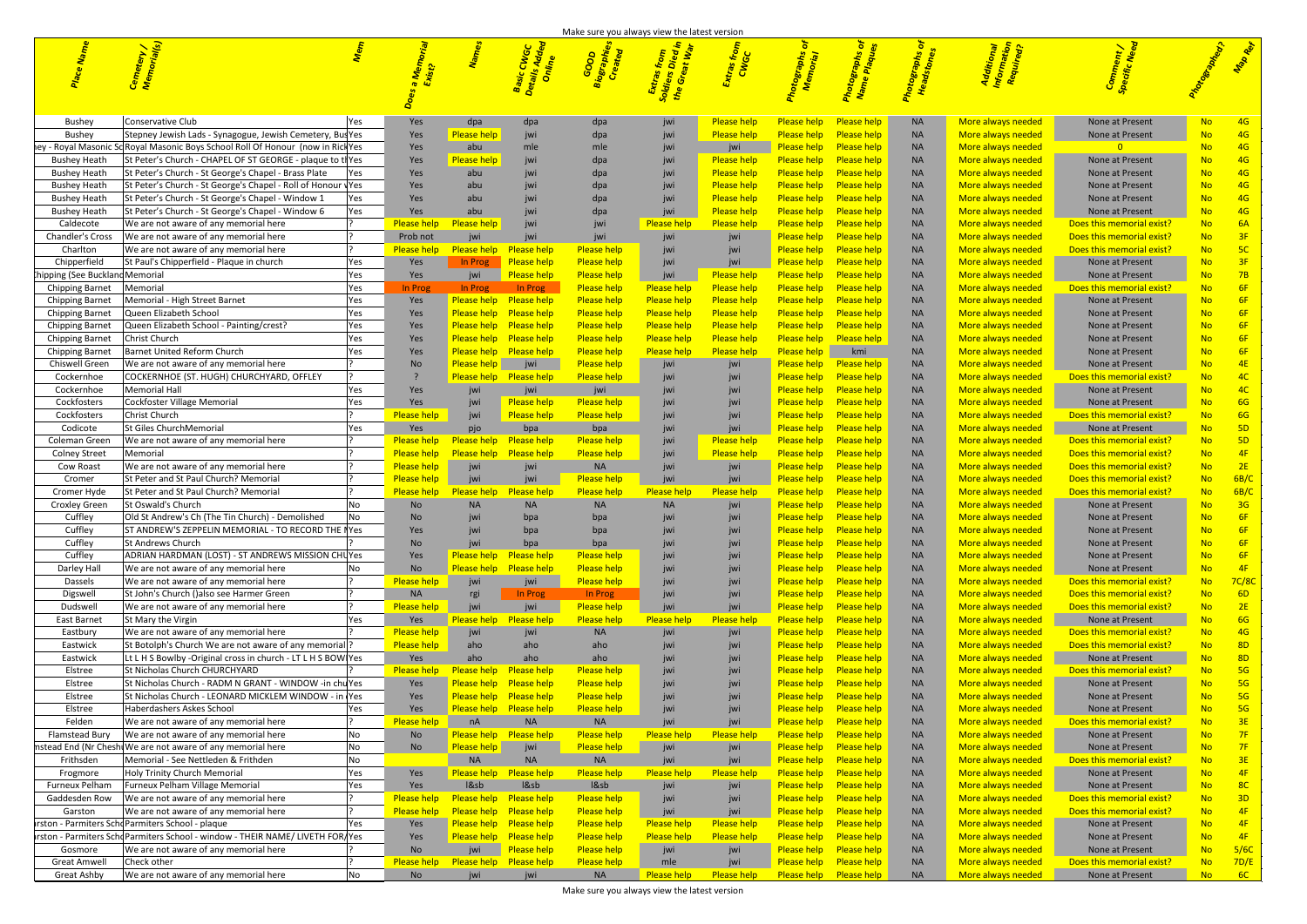Make sure you always view the latest version

| Place Name | Cemetery / Memorial(s) | Mem | Does a Memorial Exist? | Names | Basic CWGC Details Added Online | GOOD Biographies Created | Extras from Soldiers Died in the Great War | Extras from CWGC | Photographs of Memorial | Photographs of Name Plaques | Photographs of Headstones | Additional Information Required? | Comment / Specific Need | Photographed? | Map Ref |
|---|---|---|---|---|---|---|---|---|---|---|---|---|---|---|---|
| Bushey | Conservative Club | Yes | Yes | dpa | dpa | dpa | jwi | Please help | Please help | Please help | NA | More always needed | None at Present | No | 4G |
| Bushey | Stepney Jewish Lads - Synagogue, Jewish Cemetery, Bus | Yes | Yes | Please help | jwi | dpa | jwi | Please help | Please help | Please help | NA | More always needed | None at Present | No | 4G |
| ey - Royal Masonic Sc | Royal Masonic Boys School Roll Of Honour (now in Rick | Yes | Yes | abu | mle | mle | jwi | jwi | Please help | Please help | NA | More always needed | 0 | No | 4G |
| Bushey Heath | St Peter's Church - CHAPEL OF ST GEORGE - plaque to t | Yes | Yes | Please help | jwi | dpa | jwi | Please help | Please help | Please help | NA | More always needed | None at Present | No | 4G |
| Bushey Heath | St Peter's Church - St George's Chapel - Brass Plate | Yes | Yes | abu | jwi | dpa | jwi | Please help | Please help | Please help | NA | More always needed | None at Present | No | 4G |
| Bushey Heath | St Peter's Church - St George's Chapel - Roll of Honour | Yes | Yes | abu | jwi | dpa | jwi | Please help | Please help | Please help | NA | More always needed | None at Present | No | 4G |
| Bushey Heath | St Peter's Church - St George's Chapel - Window 1 | Yes | Yes | abu | jwi | dpa | jwi | Please help | Please help | Please help | NA | More always needed | None at Present | No | 4G |
| Bushey Heath | St Peter's Church - St George's Chapel - Window 6 | Yes | Yes | abu | jwi | dpa | jwi | Please help | Please help | Please help | NA | More always needed | None at Present | No | 4G |
| Caldecote | We are not aware of any memorial here | ? | Please help | Please help | jwi | jwi | Please help | Please help | Please help | Please help | NA | More always needed | Does this memorial exist? | No | 6A |
| Chandler's Cross | We are not aware of any memorial here | ? | Prob not | jwi | jwi | jwi | jwi | jwi | Please help | Please help | NA | More always needed | Does this memorial exist? | No | 3F |
| Charlton | We are not aware of any memorial here | ? | Please help | Please help | Please help | Please help | jwi | jwi | Please help | Please help | NA | More always needed | Does this memorial exist? | No | 5C |
| Chipperfield | St Paul's Chipperfield - Plaque in church | Yes | Yes | In Prog | Please help | Please help | jwi | jwi | Please help | Please help | NA | More always needed | None at Present | No | 3F |
| hipping (See Buckland | Memorial | Yes | Yes | jwi | Please help | Please help | jwi | Please help | Please help | Please help | NA | More always needed | None at Present | No | 7B |
| Chipping Barnet | Memorial | Yes | In Prog | In Prog | In Prog | Please help | Please help | Please help | Please help | Please help | NA | More always needed | Does this memorial exist? | No | 6F |
| Chipping Barnet | Memorial - High Street Barnet | Yes | Yes | Please help | Please help | Please help | Please help | Please help | Please help | Please help | NA | More always needed | None at Present | No | 6F |
| Chipping Barnet | Queen Elizabeth School | Yes | Yes | Please help | Please help | Please help | Please help | Please help | Please help | Please help | NA | More always needed | None at Present | No | 6F |
| Chipping Barnet | Queen Elizabeth School - Painting/crest? | Yes | Yes | Please help | Please help | Please help | Please help | Please help | Please help | Please help | NA | More always needed | None at Present | No | 6F |
| Chipping Barnet | Christ Church | Yes | Yes | Please help | Please help | Please help | Please help | Please help | Please help | Please help | NA | More always needed | None at Present | No | 6F |
| Chipping Barnet | Barnet United Reform Church | Yes | Yes | Please help | Please help | Please help | Please help | Please help | Please help | kmi | NA | More always needed | None at Present | No | 6F |
| Chiswell Green | We are not aware of any memorial here | ? | No | Please help | jwi | Please help | jwi | jwi | Please help | Please help | NA | More always needed | None at Present | No | 4E |
| Cockernhoe | COCKERNHOE (ST. HUGH) CHURCHYARD, OFFLEY | ? | ? | Please help | Please help | Please help | jwi | jwi | Please help | Please help | NA | More always needed | Does this memorial exist? | No | 4C |
| Cockernhoe | Memorial Hall | Yes | Yes | jwi | jwi | jwi | jwi | jwi | Please help | Please help | NA | More always needed | None at Present | No | 4C |
| Cockfosters | Cockfoster Village Memorial | Yes | Yes | jwi | Please help | Please help | jwi | jwi | Please help | Please help | NA | More always needed | None at Present | No | 6G |
| Cockfosters | Christ Church | ? | Please help | jwi | Please help | Please help | jwi | jwi | Please help | Please help | NA | More always needed | Does this memorial exist? | No | 6G |
| Codicote | St Giles ChurchMemorial | Yes | Yes | pjo | bpa | bpa | jwi | jwi | Please help | Please help | NA | More always needed | None at Present | No | 5D |
| Coleman Green | We are not aware of any memorial here | ? | Please help | Please help | Please help | Please help | jwi | Please help | Please help | Please help | NA | More always needed | Does this memorial exist? | No | 5D |
| Colney Street | Memorial | ? | Please help | Please help | Please help | Please help | jwi | Please help | Please help | Please help | NA | More always needed | Does this memorial exist? | No | 4F |
| Cow Roast | We are not aware of any memorial here | ? | Please help | jwi | jwi | NA | jwi | jwi | Please help | Please help | NA | More always needed | Does this memorial exist? | No | 2E |
| Cromer | St Peter and St Paul Church? Memorial | ? | Please help | jwi | jwi | Please help | jwi | jwi | Please help | Please help | NA | More always needed | Does this memorial exist? | No | 6B/C |
| Cromer Hyde | St Peter and St Paul Church? Memorial | ? | Please help | Please help | Please help | Please help | Please help | Please help | Please help | Please help | NA | More always needed | Does this memorial exist? | No | 6B/C |
| Croxley Green | St Oswald's Church | No | No | NA | NA | NA | NA | jwi | Please help | Please help | NA | More always needed | None at Present | No | 3G |
| Cuffley | Old St Andrew's Ch (The Tin Church) - Demolished | No | No | jwi | bpa | bpa | jwi | jwi | Please help | Please help | NA | More always needed | None at Present | No | 6F |
| Cuffley | ST ANDREW'S ZEPPELIN MEMORIAL - TO RECORD THE I | Yes | Yes | jwi | bpa | bpa | jwi | jwi | Please help | Please help | NA | More always needed | None at Present | No | 6F |
| Cuffley | St Andrews Church | | No | jwi | bpa | bpa | jwi | jwi | Please help | Please help | NA | More always needed | None at Present | No | 6F |
| Cuffley | ADRIAN HARDMAN (LOST) - ST ANDREWS MISSION CH | Yes | Yes | Please help | Please help | Please help | jwi | jwi | Please help | Please help | NA | More always needed | None at Present | No | 6F |
| Darley Hall | We are not aware of any memorial here | No | No | Please help | Please help | Please help | jwi | jwi | Please help | Please help | NA | More always needed | None at Present | No | 4F |
| Dassels | We are not aware of any memorial here | ? | Please help | jwi | jwi | Please help | jwi | jwi | Please help | Please help | NA | More always needed | Does this memorial exist? | No | 7C/8C |
| Digswell | St John's Church ()also see Harmer Green | ? | NA | rgi | In Prog | In Prog | jwi | jwi | Please help | Please help | NA | More always needed | Does this memorial exist? | No | 6D |
| Dudswell | We are not aware of any memorial here | ? | Please help | jwi | jwi | Please help | jwi | jwi | Please help | Please help | NA | More always needed | Does this memorial exist? | No | 2E |
| East Barnet | St Mary the Virgin | Yes | Yes | Please help | Please help | Please help | Please help | Please help | Please help | Please help | NA | More always needed | None at Present | No | 6G |
| Eastbury | We are not aware of any memorial here | ? | Please help | jwi | jwi | NA | jwi | jwi | Please help | Please help | NA | More always needed | Does this memorial exist? | No | 4G |
| Eastwick | St Botolph's Church We are not aware of any memorial | ? | Please help | aho | aho | aho | jwi | jwi | Please help | Please help | NA | More always needed | Does this memorial exist? | No | 8D |
| Eastwick | Lt L H S Bowlby -Original cross in church - LT L H S BOW | Yes | Yes | aho | aho | aho | jwi | jwi | Please help | Please help | NA | More always needed | None at Present | No | 8D |
| Elstree | St Nicholas Church CHURCHYARD | | Please help | Please help | Please help | Please help | jwi | jwi | Please help | Please help | NA | More always needed | Does this memorial exist? | No | 5G |
| Elstree | St Nicholas Church - RADM N GRANT - WINDOW -in chu | Yes | Yes | Please help | Please help | Please help | jwi | jwi | Please help | Please help | NA | More always needed | None at Present | No | 5G |
| Elstree | St Nicholas Church - LEONARD MICKLEM WINDOW - in | Yes | Yes | Please help | Please help | Please help | jwi | jwi | Please help | Please help | NA | More always needed | None at Present | No | 5G |
| Elstree | Haberdashers Askes School | Yes | Yes | Please help | Please help | Please help | jwi | jwi | Please help | Please help | NA | More always needed | None at Present | No | 5G |
| Felden | We are not aware of any memorial here | ? | Please help | nA | NA | NA | jwi | jwi | Please help | Please help | NA | More always needed | Does this memorial exist? | No | 3E |
| Flamstead Bury | We are not aware of any memorial here | No | No | Please help | Please help | Please help | Please help | Please help | Please help | Please help | NA | More always needed | None at Present | No | 7F |
| nstead End (Nr Chesh | We are not aware of any memorial here | No | No | Please help | jwi | Please help | jwi | jwi | Please help | Please help | NA | More always needed | None at Present | No | 7F |
| Frithsden | Memorial - See Nettleden & Frithden | No | | NA | NA | NA | jwi | jwi | Please help | Please help | NA | More always needed | Does this memorial exist? | No | 3E |
| Frogmore | Holy Trinity Church Memorial | Yes | Yes | Please help | Please help | Please help | Please help | Please help | Please help | Please help | NA | More always needed | None at Present | No | 4F |
| Furneux Pelham | Furneux Pelham Village Memorial | Yes | Yes | l&sb | l&sb | l&sb | jwi | jwi | Please help | Please help | NA | More always needed | None at Present | No | 8C |
| Gaddesden Row | We are not aware of any memorial here | ? | Please help | Please help | Please help | Please help | jwi | jwi | Please help | Please help | NA | More always needed | Does this memorial exist? | No | 3D |
| Garston | We are not aware of any memorial here | ? | Please help | Please help | Please help | Please help | jwi | jwi | Please help | Please help | NA | More always needed | Does this memorial exist? | No | 4F |
| rston - Parmiters Scho | Parmiters School - plaque | Yes | Yes | Please help | Please help | Please help | Please help | Please help | Please help | Please help | NA | More always needed | None at Present | No | 4F |
| rston - Parmiters Scho | Parmiters School - window - THEIR NAME/ LIVETH FOR | Yes | Yes | Please help | Please help | Please help | Please help | Please help | Please help | Please help | NA | More always needed | None at Present | No | 4F |
| Gosmore | We are not aware of any memorial here | ? | No | jwi | Please help | Please help | jwi | jwi | Please help | Please help | NA | More always needed | None at Present | No | 5/6C |
| Great Amwell | Check other | ? | Please help | Please help | Please help | Please help | mle | jwi | Please help | Please help | NA | More always needed | Does this memorial exist? | No | 7D/E |
| Great Ashby | We are not aware of any memorial here | No | No | jwi | jwi | NA | Please help | Please help | Please help | Please help | NA | More always needed | None at Present | No | 6C |

Make sure you always view the latest version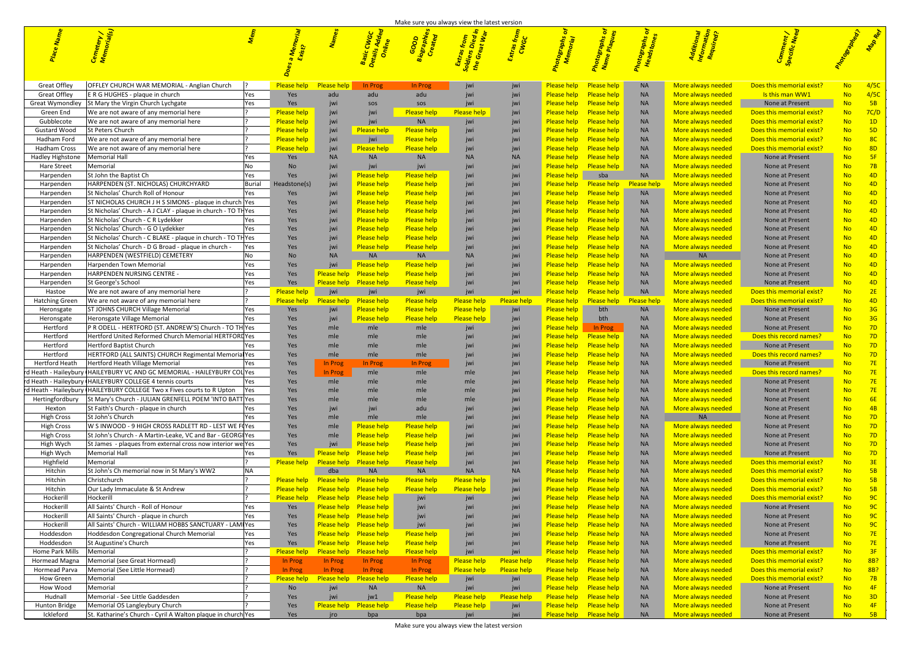Make sure you always view the latest version

| Place Name | Cemetery / Memorial(s) | Mem | Does a Memorial Exist? | Names | Basic CWGC Details Added Online | GOOD Biographies Created | Extras from Soldiers Died in the Great War | Extras from CWGC | Photographs of Memorial | Photographs of Name Plaques | Photographs of Headstones | Additional Information Required? | Comment / Specific Need | Photographed? | Map Ref |
|---|---|---|---|---|---|---|---|---|---|---|---|---|---|---|---|
| Great Offley | OFFLEY CHURCH WAR MEMORIAL - Anglian Church | ? | Please help | Please help | In Prog | In Prog | jwi | jwi | Please help | Please help | NA | More always needed | Does this memorial exist? | No | 4/5C |
| Great Offley | E R G HUGHES - plaque in church | Yes | Yes | adu | adu | adu | jwi | jwi | Please help | Please help | NA | More always needed | Is this man WW1 | No | 4/5C |
| Great Wymondley | St Mary the Virgin Church Lychgate | Yes | Yes | jwi | sos | sos | jwi | jwi | Please help | Please help | NA | More always needed | None at Present | No | 5B |
| Green End | We are not aware of any memorial here | ? | Please help | jwi | jwi | Please help | Please help | jwi | Please help | Please help | NA | More always needed | Does this memorial exist? | No | 7C/D |
| Gubblecote | We are not aware of any memorial here | ? | Please help | jwi | jwi | NA | jwi | jwi | Please help | Please help | NA | More always needed | Does this memorial exist? | No | 1D |
| Gustard Wood | St Peters Church | ? | Please help | jwi | Please help | Please help | jwi | jwi | Please help | Please help | NA | More always needed | Does this memorial exist? | No | 5D |
| Hadham Ford | We are not aware of any memorial here | ? | Please help | jwi | jwi | Please help | jwi | jwi | Please help | Please help | NA | More always needed | Does this memorial exist? | No | 8C |
| Hadham Cross | We are not aware of any memorial here | ? | Please help | jwi | Please help | Please help | jwi | jwi | Please help | Please help | NA | More always needed | Does this memorial exist? | No | 8D |
| Hadley Highstone | Memorial Hall | Yes | Yes | NA | NA | NA | NA | NA | Please help | Please help | NA | More always needed | None at Present | No | 5F |
| Hare Street | Memorial | No | No | jwi | NA | jwi | jwi | jwi | Please help | Please help | NA | More always needed | None at Present | No | 7B |
| Harpenden | St John the Baptist Ch | Yes | Yes | jwi | Please help | Please help | jwi | jwi | Please help | sba | NA | More always needed | None at Present | No | 4D |
| Harpenden | HARPENDEN (ST. NICHOLAS) CHURCHYARD | Burial | Headstone(s) | jwi | Please help | Please help | jwi | jwi | Please help | Please help | Please help | More always needed | None at Present | No | 4D |
| Harpenden | St Nicholas' Church Roll of Honour | Yes | Yes | jwi | Please help | Please help | jwi | jwi | Please help | Please help | NA | More always needed | None at Present | No | 4D |
| Harpenden | ST NICHOLAS CHURCH J H S SIMONS - plaque in church | Yes | Yes | jwi | Please help | Please help | jwi | jwi | Please help | Please help | NA | More always needed | None at Present | No | 4D |
| Harpenden | St Nicholas' Church - A J CLAY - plaque in church - TO TH | Yes | Yes | jwi | Please help | Please help | jwi | jwi | Please help | Please help | NA | More always needed | None at Present | No | 4D |
| Harpenden | St Nicholas' Church - C R Lydekker | Yes | Yes | jwi | Please help | Please help | jwi | jwi | Please help | Please help | NA | More always needed | None at Present | No | 4D |
| Harpenden | St Nicholas' Church - G O Lydekker | Yes | Yes | jwi | Please help | Please help | jwi | jwi | Please help | Please help | NA | More always needed | None at Present | No | 4D |
| Harpenden | St Nicholas' Church - C BLAKE - plaque in church - TO TH | Yes | Yes | jwi | Please help | Please help | jwi | jwi | Please help | Please help | NA | More always needed | None at Present | No | 4D |
| Harpenden | St Nicholas' Church - D G Broad - plaque in church - | Yes | Yes | jwi | Please help | Please help | jwi | jwi | Please help | Please help | NA | More always needed | None at Present | No | 4D |
| Harpenden | HARPENDEN (WESTFIELD) CEMETERY | No | No | NA | NA | NA | NA | jwi | Please help | Please help | NA | NA | None at Present | No | 4D |
| Harpenden | Harpenden Town Memorial | Yes | Yes | jwi | Please help | Please help | jwi | jwi | Please help | Please help | NA | More always needed | None at Present | No | 4D |
| Harpenden | HARPENDEN NURSING CENTRE - | Yes | Yes | Please help | Please help | Please help | jwi | jwi | Please help | Please help | NA | More always needed | None at Present | No | 4D |
| Harpenden | St George's School | Yes | Yes | Please help | Please help | Please help | jwi | jwi | Please help | Please help | NA | More always needed | None at Present | No | 4D |
| Hastoe | We are not aware of any memorial here | ? | Please help | jwi | jwi | jwi | jwi | jwi | Please help | Please help | NA | More always needed | Does this memorial exist? | No | 2E |
| Hatching Green | We are not aware of any memorial here | ? | Please help | Please help | Please help | Please help | Please help | Please help | Please help | Please help | Please help | More always needed | Does this memorial exist? | No | 4D |
| Heronsgate | ST JOHNS CHURCH Village Memorial | Yes | Yes | jwi | Please help | Please help | Please help | jwi | Please help | bth | NA | More always needed | None at Present | No | 3G |
| Heronsgate | Heronsgate Village Memorial | Yes | Yes | jwi | Please help | Please help | Please help | jwi | Please help | bth | NA | More always needed | None at Present | No | 3G |
| Hertford | P R ODELL - HERTFORD (ST. ANDREW'S) Church - TO TH | Yes | Yes | mle | mle | mle | jwi | jwi | Please help | In Prog | NA | More always needed | None at Present | No | 7D |
| Hertford | Hertford United Reformed Church Memorial HERTFORD | Yes | Yes | mle | mle | mle | jwi | jwi | Please help | Please help | NA | More always needed | Does this record names? | No | 7D |
| Hertford | Hertford Baptist Church | Yes | Yes | mle | mle | mle | jwi | jwi | Please help | Please help | NA | More always needed | None at Present | No | 7D |
| Hertford | HERTFORD (ALL SAINTS) CHURCH Regimental Memorial | Yes | Yes | mle | mle | mle | jwi | jwi | Please help | Please help | NA | More always needed | Does this record names? | No | 7D |
| Hertford Heath | Hertford Heath Village Memorial | Yes | Yes | In Prog | In Prog | In Prog | jwi | jwi | Please help | Please help | NA | More always needed | None at Present | No | 7E |
| rd Heath - Haileybury | HAILEYBURY VC AND GC MEMORIAL - HAILEYBURY COL | Yes | Yes | In Prog | mle | mle | mle | jwi | Please help | Please help | NA | More always needed | Does this record names? | No | 7E |
| rd Heath - Haileybury | HAILEYBURY COLLEGE 4 tennis courts | Yes | Yes | mle | mle | mle | mle | jwi | Please help | Please help | NA | More always needed | None at Present | No | 7E |
| rd Heath - Haileybury | HAILEYBURY COLLEGE Two x Fives courts to R Upton | Yes | Yes | mle | mle | mle | mle | jwi | Please help | Please help | NA | More always needed | None at Present | No | 7E |
| Hertingfordbury | St Mary's Church - JULIAN GRENFELL POEM 'INTO BATT | Yes | Yes | mle | mle | mle | mle | jwi | Please help | Please help | NA | More always needed | None at Present | No | 6E |
| Hexton | St Faith's Church - plaque in church | Yes | Yes | jwi | jwi | adu | jwi | jwi | Please help | Please help | NA | More always needed | None at Present | No | 4B |
| High Cross | St John's Church | Yes | Yes | mle | mle | mle | jwi | jwi | Please help | Please help | NA | NA | None at Present | No | 7D |
| High Cross | W S INWOOD - 9 HIGH CROSS RADLETT RD - LEST WE F | Yes | Yes | mle | Please help | Please help | jwi | jwi | Please help | Please help | NA | More always needed | None at Present | No | 7D |
| High Cross | St John's Church - A Martin-Leake, VC and Bar - GEORG | Yes | Yes | mle | Please help | Please help | jwi | jwi | Please help | Please help | NA | More always needed | None at Present | No | 7D |
| High Wych | St James - plaques from external cross now interior we | Yes | Yes | jwi | Please help | Please help | jwi | jwi | Please help | Please help | NA | More always needed | None at Present | No | 7D |
| High Wych | Memorial Hall | Yes | Yes | Please help | Please help | Please help | jwi | jwi | Please help | Please help | NA | More always needed | None at Present | No | 7D |
| Highfield | Memorial | ? | Please help | Please help | Please help | Please help | jwi | jwi | Please help | Please help | NA | More always needed | Does this memorial exist? | No | 3E |
| Hitchin | St John's Ch memorial now in St Mary's WW2 | NA | | dba | NA | NA | NA | NA | Please help | Please help | NA | More always needed | Does this memorial exist? | No | 5B |
| Hitchin | Christchurch | ? | Please help | Please help | Please help | Please help | Please help | jwi | Please help | Please help | NA | More always needed | Does this memorial exist? | No | 5B |
| Hitchin | Our Lady Immaculate & St Andrew | ? | Please help | Please help | Please help | Please help | Please help | jwi | Please help | Please help | NA | More always needed | Does this memorial exist? | No | 5B |
| Hockerill | Hockerill | ? | Please help | Please help | Please help | jwi | jwi | jwi | Please help | Please help | NA | More always needed | Does this memorial exist? | No | 9C |
| Hockerill | All Saints' Church - Roll of Honour | Yes | Yes | Please help | Please help | jwi | jwi | jwi | Please help | Please help | NA | More always needed | None at Present | No | 9C |
| Hockerill | All Saints' Church - plaque in church | Yes | Yes | Please help | Please help | jwi | jwi | jwi | Please help | Please help | NA | More always needed | None at Present | No | 9C |
| Hockerill | All Saints' Church - WILLIAM HOBBS SANCTUARY - LAM | Yes | Yes | Please help | Please help | jwi | jwi | jwi | Please help | Please help | NA | More always needed | None at Present | No | 9C |
| Hoddesdon | Hoddesdon Congregational Church Memorial | Yes | Yes | Please help | Please help | Please help | jwi | jwi | Please help | Please help | NA | More always needed | None at Present | No | 7E |
| Hoddesdon | St Augustine's Church | Yes | Yes | Please help | Please help | Please help | jwi | jwi | Please help | Please help | NA | More always needed | None at Present | No | 7E |
| Home Park Mills | Memorial | ? | Please help | Please help | Please help | Please help | jwi | jwi | Please help | Please help | NA | More always needed | Does this memorial exist? | No | 3F |
| Hormead Magna | Memorial (see Great Hormead) | ? | In Prog | In Prog | In Prog | In Prog | Please help | Please help | Please help | Please help | NA | More always needed | Does this memorial exist? | No | 8B? |
| Hormead Parva | Memorial (See Little Hormead) | ? | In Prog | In Prog | In Prog | In Prog | Please help | Please help | Please help | Please help | NA | More always needed | Does this memorial exist? | No | 8B? |
| How Green | Memorial | ? | Please help | Please help | Please help | Please help | jwi | jwi | Please help | Please help | NA | More always needed | Does this memorial exist? | No | 7B |
| How Wood | Memorial | ? | No | jwi | NA | NA | jwi | jwi | Please help | Please help | NA | More always needed | None at Present | No | 4F |
| Hudnall | Memorial - See Little Gaddesden | ? | Yes | jwi | jw1 | Please help | Please help | Please help | Please help | Please help | NA | More always needed | None at Present | No | 3D |
| Hunton Bridge | Memorial OS Langleybury Church | ? | Yes | Please help | Please help | Please help | Please help | jwi | Please help | Please help | NA | More always needed | None at Present | No | 4F |
| Ickleford | St. Katharine's Church - Cyril A Walton plaque in church | Yes | Yes | jro | bpa | bpa | jwi | jwi | Please help | Please help | NA | More always needed | None at Present | No | 5B |

Make sure you always view the latest version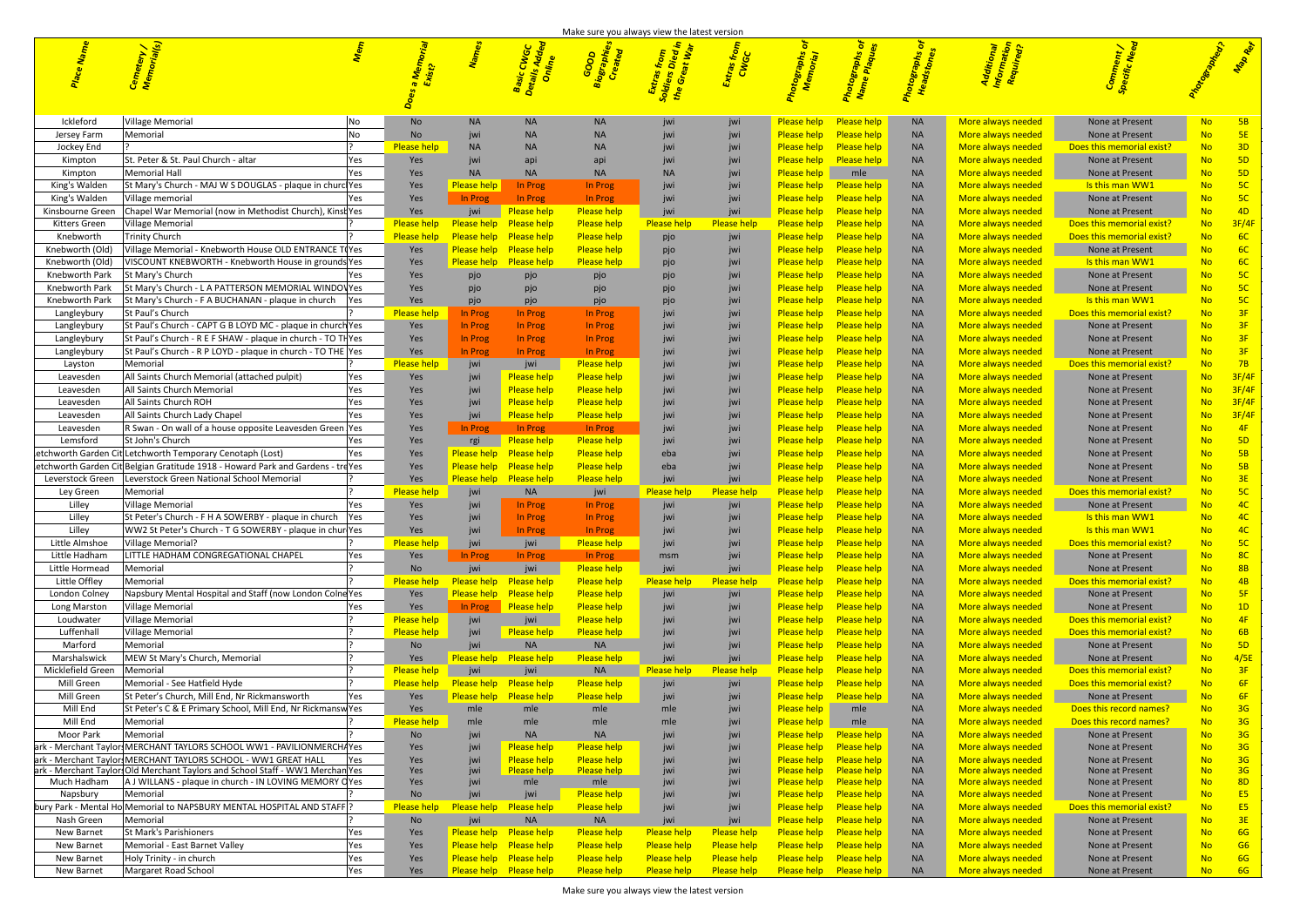Make sure you always view the latest version

| Place Name | Cemetery / Memorial(s) | Mem | Does a Memorial Exist? | Names | Basic CWGC Details Added Online | GOOD Biographies Created | Extras from Soldiers Died in the Great War | Extras from CWGC | Photographs of Memorial | Photographs of Name Plaques | Photographs of Headstones | Additional Information Required? | Comment / Specific Need | Photographed? | Map Ref |
|---|---|---|---|---|---|---|---|---|---|---|---|---|---|---|---|
| Ickleford | Village Memorial | No | No | NA | NA | NA | jwi | jwi | Please help | Please help | NA | More always needed | None at Present | No | 5B |
| Jersey Farm | Memorial | No | No | jwi | NA | NA | jwi | jwi | Please help | Please help | NA | More always needed | None at Present | No | 5E |
| Jockey End | ? | ? | Please help | NA | NA | NA | jwi | jwi | Please help | Please help | NA | More always needed | Does this memorial exist? | No | 3D |
| Kimpton | St. Peter & St. Paul Church - altar | Yes | Yes | jwi | api | api | jwi | jwi | Please help | Please help | NA | More always needed | None at Present | No | 5D |
| Kimpton | Memorial Hall | Yes | Yes | NA | NA | NA | NA | jwi | Please help | mle | NA | More always needed | None at Present | No | 5D |
| King's Walden | St Mary's Church - MAJ W S DOUGLAS - plaque in church | Yes | Yes | Please help | In Prog | In Prog | jwi | jwi | Please help | Please help | NA | More always needed | Is this man WW1 | No | 5C |
| King's Walden | Village memorial | Yes | Yes | In Prog | In Prog | In Prog | jwi | jwi | Please help | Please help | NA | More always needed | None at Present | No | 5C |
| Kinsbourne Green | Chapel War Memorial (now in Methodist Church), Kinsb | Yes | Yes | jwi | Please help | Please help | jwi | jwi | Please help | Please help | NA | More always needed | None at Present | No | 4D |
| Kitters Green | Village Memorial | ? | Please help | Please help | Please help | Please help | Please help | Please help | Please help | Please help | NA | More always needed | Does this memorial exist? | No | 3F/4F |
| Knebworth | Trinity Church | ? | Please help | Please help | Please help | Please help | pjo | jwi | Please help | Please help | NA | More always needed | Does this memorial exist? | No | 6C |
| Knebworth (Old) | Village Memorial - Knebworth House OLD ENTRANCE TO | Yes | Yes | Please help | Please help | Please help | pjo | jwi | Please help | Please help | NA | More always needed | None at Present | No | 6C |
| Knebworth (Old) | VISCOUNT KNEBWORTH - Knebworth House in grounds | Yes | Yes | Please help | Please help | Please help | pjo | jwi | Please help | Please help | NA | More always needed | Is this man WW1 | No | 6C |
| Knebworth Park | St Mary's Church | Yes | Yes | pjo | pjo | pjo | pjo | jwi | Please help | Please help | NA | More always needed | None at Present | No | 5C |
| Knebworth Park | St Mary's Church - L A PATTERSON MEMORIAL WINDOW | Yes | Yes | pjo | pjo | pjo | pjo | jwi | Please help | Please help | NA | More always needed | None at Present | No | 5C |
| Knebworth Park | St Mary's Church - F A BUCHANAN - plaque in church | Yes | Yes | pjo | pjo | pjo | pjo | jwi | Please help | Please help | NA | More always needed | Is this man WW1 | No | 5C |
| Langleybury | St Paul's Church | ? | Please help | In Prog | In Prog | In Prog | jwi | jwi | Please help | Please help | NA | More always needed | Does this memorial exist? | No | 3F |
| Langleybury | St Paul's Church - CAPT G B LOYD MC - plaque in church | Yes | Yes | In Prog | In Prog | In Prog | jwi | jwi | Please help | Please help | NA | More always needed | None at Present | No | 3F |
| Langleybury | St Paul's Church - R E F SHAW - plaque in church - TO TH | Yes | Yes | In Prog | In Prog | In Prog | jwi | jwi | Please help | Please help | NA | More always needed | None at Present | No | 3F |
| Langleybury | St Paul's Church - R P LOYD - plaque in church - TO THE | Yes | Yes | In Prog | In Prog | In Prog | jwi | jwi | Please help | Please help | NA | More always needed | None at Present | No | 3F |
| Layston | Memorial | ? | Please help | jwi | jwi | Please help | jwi | jwi | Please help | Please help | NA | More always needed | Does this memorial exist? | No | 7B |
| Leavesden | All Saints Church Memorial (attached pulpit) | Yes | Yes | jwi | Please help | Please help | jwi | jwi | Please help | Please help | NA | More always needed | None at Present | No | 3F/4F |
| Leavesden | All Saints Church Memorial | Yes | Yes | jwi | Please help | Please help | jwi | jwi | Please help | Please help | NA | More always needed | None at Present | No | 3F/4F |
| Leavesden | All Saints Church ROH | Yes | Yes | jwi | Please help | Please help | jwi | jwi | Please help | Please help | NA | More always needed | None at Present | No | 3F/4F |
| Leavesden | All Saints Church Lady Chapel | Yes | Yes | jwi | Please help | Please help | jwi | jwi | Please help | Please help | NA | More always needed | None at Present | No | 3F/4F |
| Leavesden | R Swan - On wall of a house opposite Leavesden Green | Yes | Yes | In Prog | In Prog | In Prog | jwi | jwi | Please help | Please help | NA | More always needed | None at Present | No | 4F |
| Lemsford | St John's Church | Yes | Yes | rgi | Please help | Please help | jwi | jwi | Please help | Please help | NA | More always needed | None at Present | No | 5D |
| Letchworth Garden City | Letchworth Temporary Cenotaph (Lost) | Yes | Yes | Please help | Please help | Please help | eba | jwi | Please help | Please help | NA | More always needed | None at Present | No | 5B |
| Letchworth Garden City | Belgian Gratitude 1918 - Howard Park and Gardens - tre | Yes | Yes | Please help | Please help | Please help | eba | jwi | Please help | Please help | NA | More always needed | None at Present | No | 5B |
| Leverstock Green | Leverstock Green National School Memorial | ? | Yes | Please help | Please help | Please help | jwi | jwi | Please help | Please help | NA | More always needed | None at Present | No | 3E |
| Ley Green | Memorial | ? | Please help | jwi | NA | jwi | Please help | Please help | Please help | Please help | NA | More always needed | Does this memorial exist? | No | 5C |
| Lilley | Village Memorial | Yes | Yes | jwi | In Prog | In Prog | jwi | jwi | Please help | Please help | NA | More always needed | None at Present | No | 4C |
| Lilley | St Peter's Church - F H A SOWERBY - plaque in church | Yes | Yes | jwi | In Prog | In Prog | jwi | jwi | Please help | Please help | NA | More always needed | Is this man WW1 | No | 4C |
| Lilley | WW2 St Peter's Church - T G SOWERBY - plaque in chur | Yes | Yes | jwi | In Prog | In Prog | jwi | jwi | Please help | Please help | NA | More always needed | Is this man WW1 | No | 4C |
| Little Almshoe | Village Memorial? | ? | Please help | jwi | jwi | Please help | jwi | jwi | Please help | Please help | NA | More always needed | Does this memorial exist? | No | 5C |
| Little Hadham | LITTLE HADHAM CONGREGATIONAL CHAPEL | Yes | Yes | In Prog | In Prog | In Prog | msm | jwi | Please help | Please help | NA | More always needed | None at Present | No | 8C |
| Little Hormead | Memorial | ? | No | jwi | jwi | Please help | jwi | jwi | Please help | Please help | NA | More always needed | None at Present | No | 8B |
| Little Offley | Memorial | ? | Please help | Please help | Please help | Please help | Please help | Please help | Please help | Please help | NA | More always needed | Does this memorial exist? | No | 4B |
| London Colney | Napsbury Mental Hospital and Staff (now London Colne | Yes | Yes | Please help | Please help | Please help | jwi | jwi | Please help | Please help | NA | More always needed | None at Present | No | 5F |
| Long Marston | Village Memorial | Yes | Yes | In Prog | Please help | Please help | jwi | jwi | Please help | Please help | NA | More always needed | None at Present | No | 1D |
| Loudwater | Village Memorial | ? | Please help | jwi | jwi | Please help | jwi | jwi | Please help | Please help | NA | More always needed | Does this memorial exist? | No | 4F |
| Luffenhall | Village Memorial | ? | Please help | jwi | Please help | Please help | jwi | jwi | Please help | Please help | NA | More always needed | Does this memorial exist? | No | 6B |
| Marford | Memorial | ? | No | jwi | NA | NA | jwi | jwi | Please help | Please help | NA | More always needed | None at Present | No | 5D |
| Marshalswick | MEW St Mary's Church, Memorial | ? | Yes | Please help | Please help | Please help | jwi | jwi | Please help | Please help | NA | More always needed | None at Present | No | 4/5E |
| Micklefield Green | Memorial | ? | Please help | jwi | jwi | NA | Please help | Please help | Please help | Please help | NA | More always needed | Does this memorial exist? | No | 3F |
| Mill Green | Memorial - See Hatfield Hyde | ? | Please help | Please help | Please help | Please help | jwi | jwi | Please help | Please help | NA | More always needed | Does this memorial exist? | No | 6F |
| Mill Green | St Peter's Church, Mill End, Nr Rickmansworth | Yes | Yes | Please help | Please help | Please help | jwi | jwi | Please help | Please help | NA | More always needed | None at Present | No | 6F |
| Mill End | St Peter's C & E Primary School, Mill End, Nr Rickmansw | Yes | Yes | mle | mle | mle | mle | jwi | Please help | mle | NA | More always needed | Does this record names? | No | 3G |
| Mill End | Memorial | ? | Please help | mle | mle | mle | mle | jwi | Please help | mle | NA | More always needed | Does this record names? | No | 3G |
| Moor Park | Memorial | ? | No | jwi | NA | NA | jwi | jwi | Please help | Please help | NA | More always needed | None at Present | No | 3G |
| Moor Park - Merchant Taylors | MERCHANT TAYLORS SCHOOL WW1 - PAVILIONMERCHA | Yes | Yes | jwi | Please help | Please help | jwi | jwi | Please help | Please help | NA | More always needed | None at Present | No | 3G |
| Moor Park - Merchant Taylors | MERCHANT TAYLORS SCHOOL - WW1 GREAT HALL | Yes | Yes | jwi | Please help | Please help | jwi | jwi | Please help | Please help | NA | More always needed | None at Present | No | 3G |
| Moor Park - Merchant Taylors | Old Merchant Taylors and School Staff - WW1 Merchan | Yes | Yes | jwi | Please help | Please help | jwi | jwi | Please help | Please help | NA | More always needed | None at Present | No | 3G |
| Much Hadham | A J WILLANS - plaque in church - IN LOVING MEMORY O | Yes | Yes | jwi | mle | mle | jwi | jwi | Please help | Please help | NA | More always needed | None at Present | No | 8D |
| Napsbury | Memorial | ? | No | jwi | jwi | Please help | jwi | jwi | Please help | Please help | NA | More always needed | None at Present | No | E5 |
| Napsbury Park - Mental Ho | Memorial to NAPSBURY MENTAL HOSPITAL AND STAFF | ? | Please help | Please help | Please help | Please help | jwi | jwi | Please help | Please help | NA | More always needed | Does this memorial exist? | No | E5 |
| Nash Green | Memorial | ? | No | jwi | NA | NA | jwi | jwi | Please help | Please help | NA | More always needed | None at Present | No | 3E |
| New Barnet | St Mark's Parishioners | Yes | Yes | Please help | Please help | Please help | Please help | Please help | Please help | Please help | NA | More always needed | None at Present | No | 6G |
| New Barnet | Memorial - East Barnet Valley | Yes | Yes | Please help | Please help | Please help | Please help | Please help | Please help | Please help | NA | More always needed | None at Present | No | G6 |
| New Barnet | Holy Trinity - in church | Yes | Yes | Please help | Please help | Please help | Please help | Please help | Please help | Please help | NA | More always needed | None at Present | No | 6G |
| New Barnet | Margaret Road School | Yes | Yes | Please help | Please help | Please help | Please help | Please help | Please help | Please help | NA | More always needed | None at Present | No | 6G |

Make sure you always view the latest version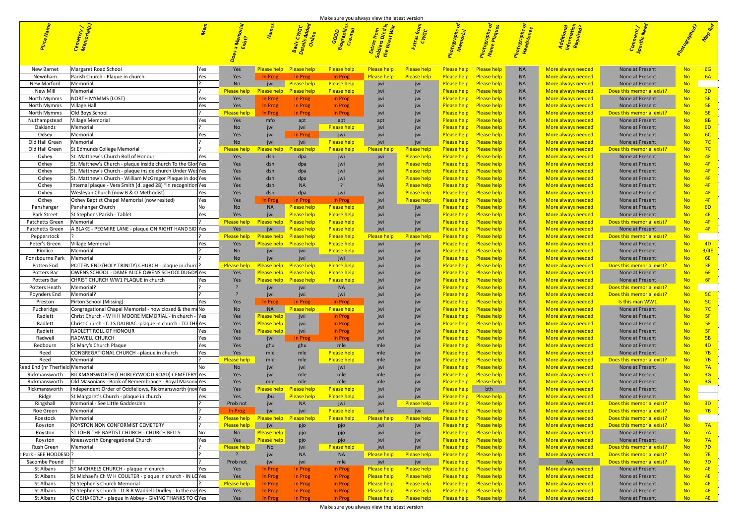| Place Name | Cemetery / Memorial(s) | Mem | Does a Memorial Exist? | Names | Basic CWGC Details Added Online | GOOD Biographies Created | Extras from Soldiers Died in the Great War | Extras from CWGC | Photographs of Memorial | Photographs of Name Plaques | Photographs of Headstones | Additional Information Required? | Comment / Specific Need | Photographed? | Map Ref |
|---|---|---|---|---|---|---|---|---|---|---|---|---|---|---|---|
| New Barnet | Margaret Road School | Yes | Yes | Please help | Please help | Please help | Please help | Please help | Please help | Please help | NA | More always needed | None at Present | No | 6G |
| Newnham | Parish Church - Plaque in church | Yes | Yes | In Prog | In Prog | In Prog | Please help | Please help | Please help | Please help | NA | More always needed | None at Present | No | 6A |
| New Marford | Memorial | | No | jwi | Please help | Please help | jwi | jwi | Please help | Please help | NA | More always needed | None at Present | No | |
| New Mill | Memorial | ? | Please help | Please help | Please help | Please help | jwi | jwi | Please help | Please help | NA | More always needed | Does this memorial exist? | No | 2D |
| North Mymms | NORTH MYMMS (LOST) | Yes | Yes | In Prog | In Prog | In Prog | jwi | jwi | Please help | Please help | NA | More always needed | None at Present | No | 5E |
| North Mymms | Village Hall | Yes | Yes | In Prog | In Prog | In Prog | jwi | jwi | Please help | Please help | NA | More always needed | None at Present | No | 5E |
| North Mymms | Old Boys School | ? | Please help | In Prog | In Prog | In Prog | jwi | jwi | Please help | Please help | NA | More always needed | Does this memorial exist? | No | 5E |
| Nuthampstead | Village Memorial | Yes | Yes | mfo | apt | apt | apt | jwi | Please help | Please help | NA | More always needed | None at Present | No | 8B |
| Oaklands | Memorial | ? | No | jwi | jwi | Please help | jwi | jwi | Please help | Please help | NA | More always needed | None at Present | No | 6D |
| Odsey | Memorial | Yes | Yes | jwi | In Prog | jwi | jwi | jwi | Please help | Please help | NA | More always needed | None at Present | No | 6C |
| Old Hall Green | Memorial | ? | No | jwi | jwi | Please help | jwi | jwi | Please help | Please help | NA | More always needed | None at Present | No | 7C |
| Old Hall Green | St Edmunds College Memorial | ? | Please help | Please help | Please help | Please help | Please help | Please help | Please help | Please help | NA | More always needed | Does this memorial exist? | No | 7C |
| Oxhey | St. Matthew's Church Roll of Honour | Yes | Yes | dsh | dpa | jwi | jwi | Please help | Please help | Please help | NA | More always needed | None at Present | No | 4F |
| Oxhey | St. Matthew's Church - plaque inside church To the Glor | Yes | Yes | dsh | dpa | jwi | jwi | Please help | Please help | Please help | NA | More always needed | None at Present | No | 4F |
| Oxhey | St. Matthew's Church - plaque inside church Under Wes | Yes | Yes | dsh | dpa | jwi | jwi | Please help | Please help | Please help | NA | More always needed | None at Present | No | 4F |
| Oxhey | St. Matthew's Church - William McGregor Plaque in doo | Yes | Yes | dsh | dpa | jwi | jwi | Please help | Please help | Please help | NA | More always needed | None at Present | No | 4F |
| Oxhey | Internal plaque - Vera Smith (d. aged 28) "in recognition | Yes | Yes | dsh | NA | ? | NA | Please help | Please help | Please help | NA | More always needed | None at Present | No | 4F |
| Oxhey | Wesleyan Church (now B & O Methodist) | Yes | Yes | dsh | dpa | jwi | jwi | Please help | Please help | Please help | NA | More always needed | None at Present | No | 4F |
| Oxhey | Oxhey Baptist Chapel Memorial (now resited) | Yes | Yes | In Prog | In Prog | In Prog | jwi | Please help | Please help | Please help | NA | More always needed | None at Present | No | 4F |
| Panshanger | Panshanger Church | No | No | NA | Please help | Please help | jwi | jwi | Please help | Please help | NA | More always needed | None at Present | No | 6D |
| Park Street | St Stephens Parish - Tablet | Yes | Yes | jwi | Please help | Please help | jwi | jwi | Please help | Please help | NA | More always needed | None at Present | No | 4E |
| Patchetts Green | Memorial | ? | Please help | Please help | Please help | Please help | jwi | jwi | Please help | Please help | NA | More always needed | Does this memorial exist? | No | 4F |
| Patchetts Green | A BLAKE - PEGMIRE LANE - plaque ON RIGHT HAND SIDE | Yes | Yes | jwi | Please help | Please help | jwi | jwi | Please help | Please help | NA | More always needed | None at Present | No | 4F |
| Pepperstock | ? | ? | Please help | Please help | Please help | Please help | Please help | Please help | Please help | Please help | NA | More always needed | Does this memorial exist? | No | |
| Peter's Green | Village Memorial | Yes | Yes | Please help | Please help | Please help | jwi | jwi | Please help | Please help | NA | More always needed | None at Present | No | 4D |
| Pimlico | Memorial | ? | No | jwi | jwi | Please help | jwi | jwi | Please help | Please help | NA | More always needed | None at Present | No | 3/4E |
| Ponsbourne Park | Memorial | ? | No | jwi | jwi | jwi | jwi | jwi | Please help | Please help | NA | More always needed | None at Present | No | 6E |
| Potten End | POTTEN END (HOLY TRINITY) CHURCH - plaque in churc | ? | Please help | Please help | Please help | Please help | jwi | jwi | Please help | Please help | NA | More always needed | Does this memorial exist? | No | 3E |
| Potters Bar | OWENS SCHOOL - DAME ALICE OWENS SCHOOLDUGDA | Yes | Yes | Please help | Please help | Please help | jwi | jwi | Please help | Please help | NA | More always needed | None at Present | No | 6F |
| Potters Bar | CHRIST CHURCH WW1 PLAQUE in church | Yes | Yes | Please help | Please help | Please help | jwi | jwi | Please help | Please help | NA | More always needed | None at Present | No | 6F |
| Potters Heath | Memorial? | ? | ? | jwi | jwi | NA | jwi | jwi | Please help | Please help | NA | More always needed | Does this memorial exist? | No | |
| Poynders End | Memorial? | ? | ? | jwi | jwi | jwi | jwi | jwi | Please help | Please help | NA | More always needed | Does this memorial exist? | No | 5C |
| Preston | Pirton School (Missing) | Yes | Yes | In Prog | In Prog | In Prog | jwi | jwi | Please help | Please help | NA | More always needed | Is this man WW1 | No | 5C |
| Puckeridge | Congregational Chapel Memorial - now closed & the me | No | No | NA | Please help | Please help | jwi | jwi | Please help | Please help | NA | More always needed | None at Present | No | 7C |
| Radlett | Christ Church - W H H MOORE MEMORIAL - in church - | Yes | Yes | Please help | jwi | In Prog | jwi | jwi | Please help | Please help | NA | More always needed | None at Present | No | 5F |
| Radlett | Christ Church - C J S DALBIAC -plaque in church - TO THE | Yes | Yes | Please help | jwi | In Prog | jwi | jwi | Please help | Please help | NA | More always needed | None at Present | No | 5F |
| Radlett | RADLETT ROLL OF HONOUR | Yes | Yes | Please help | jwi | In Prog | jwi | jwi | Please help | Please help | NA | More always needed | None at Present | No | 5F |
| Radwell | RADWELL CHURCH | Yes | Yes | jwi | In Prog | In Prog | jwi | jwi | Please help | Please help | NA | More always needed | None at Present | No | 5B |
| Redbourn | St Mary's Church Plaque | Yes | Yes | ghu | ghu | mle | mle | jwi | Please help | Please help | NA | More always needed | None at Present | No | 4D |
| Reed | CONGREGATIONAL CHURCH - plaque in church | Yes | Yes | mle | mle | Please help | mle | jwi | Please help | Please help | NA | More always needed | None at Present | No | 7B |
| Reed | Memorial | ? | Please help | mle | mle | Please help | mle | jwi | Please help | Please help | NA | More always needed | Does this memorial exist? | No | 7B |
| Reed End (nr Therfield) | Memorial | No | No | jwi | jwi | jwi | jwi | jwi | Please help | Please help | NA | More always needed | None at Present | No | 7A |
| Rickmansworth | RICKMANSWORTH (CHORLEYWOOD ROAD) CEMETERY | Yes | Yes | jwi | mle | mle | mle | jwi | Please help | Please help | NA | More always needed | None at Present | No | 3G |
| Rickmansworth | Old Masonians - Book of Remembrance - Royal Masonic | Yes | Yes | mle | mle | mle | mle | jwi | Please help | Please help | NA | More always needed | None at Present | No | 3G |
| Rickmansworth | Independent Order of Oddfellows, Rickmansworth (now | Yes | Yes | Please help | Please help | Please help | jwi | jwi | Please help | bth | NA | More always needed | None at Present | No | |
| Ridge | St Margaret's Church - plaque in church | Yes | Yes | jbu | Please help | Please help | jwi | jwi | Please help | Please help | NA | More always needed | None at Present | No | |
| Ringshall | Memorial - See Little Gaddesden | ? | Prob not | jwi | NA | jwi | jwi | Please help | Please help | Please help | NA | More always needed | Does this memorial exist? | No | 3D |
| Roe Green | Memorial | ? | In Prog | jwi | jwi | Please help | jwi | jwi | Please help | Please help | NA | More always needed | Does this memorial exist? | No | 7B |
| Roestock | Memorial | ? | Please help | Please help | Please help | Please help | Please help | Please help | Please help | Please help | NA | More always needed | Does this memorial exist? | No | |
| Royston | ROYSTON NON CONFORMIST CEMETERY | ? | Please help | jwi | pjo | pjo | jwi | jwi | Please help | Please help | NA | More always needed | Does this memorial exist? | No | 7A |
| Royston | ST JOHN THE BAPTIST CHURCH - CHURCH BELLS | No | No | Please help | pjo | pjo | jwi | jwi | Please help | Please help | NA | More always needed | None at Present | No | 7A |
| Royston | Kneesworth Congregational Church | Yes | Yes | Please help | pjo | pjo | jwi | jwi | Please help | Please help | NA | More always needed | None at Present | No | 7A |
| Rush Green | Memorial | ? | Please help | No | jwi | Please help | jwi | jwi | Please help | Please help | NA | More always needed | Does this memorial exist? | No | 7D |
| e Park - SEE HODDESD | ? | ? | ? | jwi | NA | NA | Please help | Please help | Please help | Please help | NA | More always needed | Does this memorial exist? | No | 7E |
| Sacombe Pound | ? | ? | Prob not | jwi | jwi | mle | jwi | jwi | Please help | Please help | NA | NA | Does this memorial exist? | No | 7D |
| St Albans | ST MICHAELS CHURCH - plaque in church | Yes | Yes | In Prog | In Prog | In Prog | Please help | Please help | Please help | Please help | NA | More always needed | None at Present | No | 4E |
| St Albans | St Michael's Ch W H COULTER - plaque in church - IN LO | Yes | Yes | In Prog | In Prog | In Prog | Please help | Please help | Please help | Please help | NA | More always needed | None at Present | No | 4E |
| St Albans | St Stephen's Church Memorial | ? | Please help | In Prog | In Prog | In Prog | Please help | Please help | Please help | Please help | NA | More always needed | None at Present | No | 4E |
| St Albans | St Stephen's Church - Lt R R Waddell-Dudley - In the eas | Yes | Yes | In Prog | In Prog | In Prog | Please help | Please help | Please help | Please help | NA | More always needed | None at Present | No | 4E |
| St Albans | G C SHAKERLY - plaque in Abbey - GIVING THANKS TO G | Yes | Yes | In Prog | In Prog | In Prog | Please help | Please help | Please help | Please help | NA | More always needed | None at Present | No | 4E |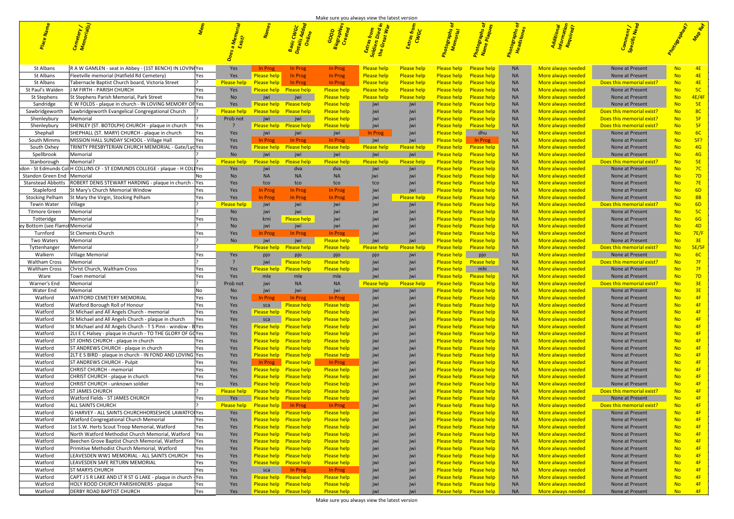Make sure you always view the latest version

| Place Name | Cemetery / Memorial(s) | Mem | Does a Memorial Exist? | Names | Basic CWGC Details Added Online | GOOD Biographies Created | Extras from Soldiers Died in the Great War | Extras from CWGC | Photographs of Memorial | Photographs of Name Plaques | Photographs of Headstones | Additional Information Required? | Comment / Specific Need | Photographed? | Map Ref |
|---|---|---|---|---|---|---|---|---|---|---|---|---|---|---|---|
| St Albans | R A W GAMLEN - seat in Abbey - (1ST BENCH) IN LOVIN | Yes | Yes | In Prog | In Prog | In Prog | Please help | Please help | Please help | Please help | NA | More always needed | None at Present | No | 4E |
| St Albans | Fleetville memorial (Hatfield Rd Cemetery) | Yes | Yes | Please help | In Prog | In Prog | Please help | Please help | Please help | Please help | NA | More always needed | None at Present | No | 4E |
| St Albans | Tabernacle Baptist Church board, Victoria Street | ? | Please help | Please help | In Prog | In Prog | Please help | Please help | Please help | Please help | NA | More always needed | Does this memorial exist? | No | 4E |
| St Paul's Walden | J M FIRTH - PARISH CHURCH | Yes | Yes | Please help | Please help | Please help | Please help | Please help | Please help | Please help | NA | More always needed | None at Present | No | 5C |
| St Stephens | St Stephens Parish Memorial, Park Street | Yes | No | jwi | jwi | Please help | Please help | Please help | Please help | Please help | NA | More always needed | None at Present | No | 4E/4F |
| Sandridge | E W FOLDS - plaque in church - IN LOVING MEMORY OF | Yes | Yes | Please help | Please help | Please help | jwi | jwi | Please help | Please help | NA | More always needed | None at Present | No | 5E |
| Sawbridgeworth | Sawbridgeworth Evangelical Congregational Church | ? | Please help | Please help | Please help | Please help | jwi | jwi | Please help | Please help | NA | More always needed | Does this memorial exist? | No | 8C |
| Shenleybury | Memorial | ? | Prob not | jwi | jwi | Please help | jwi | jwi | Please help | Please help | NA | More always needed | Does this memorial exist? | No | 5F |
| Shenleybury | SHENLEY (ST. BOTOLPH) CHURCH - plaque in church | Yes | ? | Please help | Please help | Please help | jwi | jwi | Please help | Please help | NA | More always needed | Does this memorial exist? | No | 5F |
| Shephall | SHEPHALL (ST. MARY) CHURCH - plaque in church | Yes | Yes | jwi | jwi | jwi | In Prog | jwi | Please help | dhu | NA | More always needed | None at Present | No | 6C |
| South Mimms | MISSION HALL SUNDAY SCHOOL - Village Hall | Yes | Yes | In Prog | In Prog | In Prog | jwi | jwi | Please help | In Prog | NA | More always needed | None at Present | No | 5F? |
| South Oxhey | TRINITY PRESBYTERIAN CHURCH MEMORIAL - Gate/Lyc | Yes | Yes | Please help | Please help | Please help | Please help | Please help | Please help | Please help | NA | More always needed | None at Present | No | 4G |
| Spellbrook | Memorial | ? | No | jwi | jwi | jwi | jwi | jwi | Please help | Please help | NA | More always needed | None at Present | No | 4G |
| Stanborough | Memorial? | ? | Please help | Please help | Please help | Please help | Please help | Please help | Please help | Please help | NA | More always needed | Does this memorial exist? | No | 5E |
| ndon - St Edmunds Col | H COLLINS CF - ST EDMUNDS COLLEGE - plaque - H COL | Yes | Yes | jwi | dva | dva | jwi | jwi | Please help | Please help | NA | More always needed | None at Present | No | 7C |
| Standon Green End | Memorial | No | No | NA | NA | NA | jwi | jwi | Please help | Please help | NA | More always needed | None at Present | No | 7D |
| Stanstead Abbotts | ROBERT DENIS STEWART HARDING - plaque in church - | Yes | Yes | tco | tco | tco | tco | jwi | Please help | Please help | NA | More always needed | None at Present | No | 7E |
| Stapleford | St Mary's Church Memorial Window | Yes | Yes | In Prog | In Prog | In Prog | jwi | jwi | Please help | Please help | NA | More always needed | None at Present | No | 6D |
| Stocking Pelham | St Mary the Virgin, Stocking Pelham | Yes | Yes | In Prog | In Prog | In Prog | jwi | Please help | Please help | Please help | NA | More always needed | None at Present | No | 8B |
| Tewin Water | Village | ? | Please help | jwi | jwi | jwi | jwi | jwi | Please help | Please help | NA | More always needed | Does this memorial exist? | No | 6D |
| Titmore Green | Memorial | ? | No | jwi | jwi | jwi | jw | jwi | Please help | Please help | NA | More always needed | None at Present | No | 5C |
| Totteridge | Memorial | Yes | Yes | kmi | Please help | jwi | jwi | jwi | Please help | Please help | NA | More always needed | None at Present | No | 6G |
| ey Bottom (see Flams | Memorial | ? | No | jwi | jwi | jwi | jwi | jwi | Please help | Please help | NA | More always needed | None at Present | No | 4D |
| Turnford | St Clements Church | Yes | Yes | In Prog | In Prog | In Prog | jwi | jwi | Please help | Please help | NA | More always needed | None at Present | No | 7E/F |
| Two Waters | Memorial | ? | No | jwi | jwi | Please help | jwi | jwi | Please help | Please help | NA | More always needed | None at Present | No | 3E |
| Tyttenhanger | Memorial | ? | | Please help | Please help | Please help | Please help | Please help | Please help | Please help | NA | More always needed | Does this memorial exist? | No | 5E/5F |
| Walkern | Village Memorial | Yes | Yes | pjo | pjo | pjo | pjo | jwi | Please help | pjo | NA | More always needed | None at Present | No | 6C |
| Waltham Cross | Memorial | ? | ? | jwi | Please help | Please help | jwi | jwi | Please help | Please help | NA | More always needed | Does this memorial exist? | No | 7F |
| Waltham Cross | Christ Church, Waltham Cross | Yes | Yes | Please help | Please help | Please help | jwi | jwi | Please help | mhi | NA | More always needed | None at Present | No | 7F |
| Ware | Town memorial | Yes | Yes | mle | mle | mle | jwi | jwi | Please help | Please help | NA | More always needed | None at Present | No | 7D |
| Warner's End | Memorial | ? | Prob not | jwi | NA | NA | Please help | Please help | Please help | Please help | NA | More always needed | Does this memorial exist? | No | 3E |
| Water End | Memorial | No | No | jwi | jwi | jwi | jwi | jwi | Please help | Please help | NA | More always needed | None at Present | No | 3E |
| Watford | WATFORD CEMETERY MEMORIAL | Yes | Yes | In Prog | In Prog | In Prog | jwi | jwi | Please help | Please help | NA | More always needed | None at Present | No | 4F |
| Watford | Watford Borough Roll of Honour | Yes | Yes | sca | Please help | Please help | jwi | jwi | Please help | Please help | NA | More always needed | None at Present | No | 4F |
| Watford | St Michael and All Angels Church - memorial | Yes | Yes | Please help | Please help | Please help | jwi | jwi | Please help | Please help | NA | More always needed | None at Present | No | 4F |
| Watford | St Michael and All Angels Church - plaque in church | Yes | Yes | sca | Please help | Please help | jwi | jwi | Please help | Please help | NA | More always needed | None at Present | No | 4F |
| Watford | St Michael and All Angels Church - T S Pinn - window - B | Yes | Yes | Please help | Please help | Please help | jwi | jwi | Please help | Please help | NA | More always needed | None at Present | No | 4F |
| Watford | 2Lt E C Halsey - plaque in church - TO THE GLORY OF G | Yes | Yes | Please help | Please help | Please help | jwi | jwi | Please help | Please help | NA | More always needed | None at Present | No | 4F |
| Watford | ST JOHNS CHURCH - plaque in church | Yes | Yes | Please help | Please help | Please help | jwi | jwi | Please help | Please help | NA | More always needed | None at Present | No | 4F |
| Watford | ST ANDREWS CHURCH - plaque in church | Yes | Yes | Please help | Please help | Please help | jwi | jwi | Please help | Please help | NA | More always needed | None at Present | No | 4F |
| Watford | 2LT E S BIRD - plaque in church - IN FOND AND LOVING | Yes | Yes | Please help | Please help | Please help | jwi | jwi | Please help | Please help | NA | More always needed | None at Present | No | 4F |
| Watford | ST ANDREWS CHURCH - Pulpit | Yes | Yes | In Prog | Please help | In Prog | jwi | jwi | Please help | Please help | NA | More always needed | None at Present | No | 4F |
| Watford | CHRIST CHURCH - memorial | Yes | Yes | Please help | Please help | Please help | jwi | jwi | Please help | Please help | NA | More always needed | None at Present | No | 4F |
| Watford | CHRIST CHURCH - plaque in church | Yes | Yes | Please help | Please help | Please help | jwi | jwi | Please help | Please help | NA | More always needed | None at Present | No | 4F |
| Watford | CHRIST CHURCH - unknown soldier | Yes | Yes | Please help | Please help | Please help | jwi | jwi | Please help | Please help | NA | More always needed | None at Present | No | 4F |
| Watford | ST JAMES CHURCH | ? | Please help | Please help | Please help | Please help | jwi | jwi | Please help | Please help | NA | More always needed | Does this memorial exist? | No | 4F |
| Watford | Watford Fields - ST JAMES CHURCH | Yes | Yes | Please help | Please help | Please help | jwi | jwi | Please help | Please help | NA | More always needed | None at Present | No | 4F |
| Watford | ALL SAINTS CHURCH | ? | Please help | Please help | In Prog | In Prog | jwi | jwi | Please help | Please help | NA | More always needed | Does this memorial exist? | No | 4F |
| Watford | G HARVEY - ALL SAINTS CHURCHHORSESHOE LAWATFO | Yes | Yes | Please help | Please help | Please help | jwi | jwi | Please help | Please help | NA | More always needed | None at Present | No | 4F |
| Watford | Watford Congregational Church Memorial | Yes | Yes | Please help | Please help | Please help | jwi | jwi | Please help | Please help | NA | More always needed | None at Present | No | 4F |
| Watford | 1st S.W. Herts Scout Troop Memorial, Watford | Yes | Yes | Please help | Please help | Please help | jwi | jwi | Please help | Please help | NA | More always needed | None at Present | No | 4F |
| Watford | North Watford Methodist Church Memorial, Watford | Yes | Yes | Please help | Please help | Please help | jwi | jwi | Please help | Please help | NA | More always needed | None at Present | No | 4F |
| Watford | Beechen Grove Baptist Church Memorial, Watford | Yes | Yes | Please help | Please help | Please help | jwi | jwi | Please help | Please help | NA | More always needed | None at Present | No | 4F |
| Watford | Primitive Methodist Church Memorial, Watford | Yes | Yes | Please help | Please help | Please help | jwi | jwi | Please help | Please help | NA | More always needed | None at Present | No | 4F |
| Watford | LEAVESDEN WW1 MEMORIAL - ALL SAINTS CHURCH | Yes | Yes | Please help | Please help | Please help | jwi | jwi | Please help | Please help | NA | More always needed | None at Present | No | 4F |
| Watford | LEAVESDEN SAFE RETURN MEMORIAL | Yes | Yes | Please help | Please help | Please help | jwi | jwi | Please help | Please help | NA | More always needed | None at Present | No | 4F |
| Watford | ST MARYS CHURCH | Yes | Yes | sca | In Prog | In Prog | jwi | jwi | Please help | Please help | NA | More always needed | None at Present | No | 4F |
| Watford | CAPT J S R LAKE AND LT R ST G LAKE - plaque in church - | Yes | Yes | Please help | Please help | Please help | jwi | jwi | Please help | Please help | NA | More always needed | None at Present | No | 4F |
| Watford | HOLY ROOD CHURCH PARISHIONERS - plaque | Yes | Yes | Please help | Please help | Please help | jwi | jwi | Please help | Please help | NA | More always needed | None at Present | No | 4F |
| Watford | DERBY ROAD BAPTIST CHURCH | Yes | Yes | Please help | Please help | Please help | jwi | jwi | Please help | Please help | NA | More always needed | None at Present | No | 4F |

Make sure you always view the latest version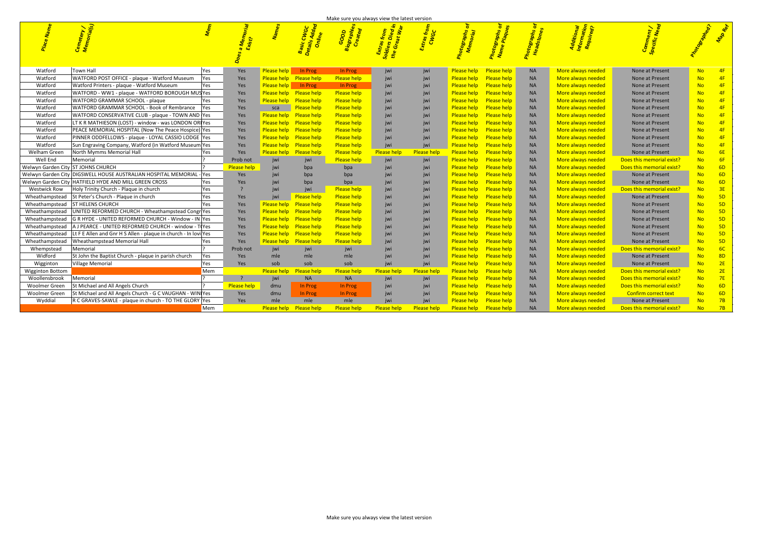Make sure you always view the latest version

| Place Name | Cemetery / Memorial(s) | Mem | Does a Memorial Exist? | Names | Basic CWGC Details Added Online | GOOD Biographies Created | Extras from Soldiers Died in the Great War | Extras from CWGC | Photographs of Memorial | Photographs of Name Plaques | Photographs of Headstones | Additional Information Required? | Comment / Specific Need | Photographed? | Map Ref |
|---|---|---|---|---|---|---|---|---|---|---|---|---|---|---|---|
| Watford | Town Hall | Yes | Yes | Please help | In Prog | In Prog | jwi | jwi | Please help | Please help | NA | More always needed | None at Present | No | 4F |
| Watford | WATFORD POST OFFICE - plaque - Watford Museum | Yes | Yes | Please help | Please help | Please help | jwi | jwi | Please help | Please help | NA | More always needed | None at Present | No | 4F |
| Watford | Watford Printers - plaque - Watford Museum | Yes | Yes | Please help | In Prog | In Prog | jwi | jwi | Please help | Please help | NA | More always needed | None at Present | No | 4F |
| Watford | WATFORD - WW1 - plaque - WATFORD BOROUGH MUS | Yes | Yes | Please help | Please help | Please help | jwi | jwi | Please help | Please help | NA | More always needed | None at Present | No | 4F |
| Watford | WATFORD GRAMMAR SCHOOL - plaque | Yes | Yes | Please help | Please help | Please help | jwi | jwi | Please help | Please help | NA | More always needed | None at Present | No | 4F |
| Watford | WATFORD GRAMMAR SCHOOL - Book of Rembrance | Yes | Yes | sca | Please help | Please help | jwi | jwi | Please help | Please help | NA | More always needed | None at Present | No | 4F |
| Watford | WATFORD CONSERVATIVE CLUB - plaque - TOWN AND | Yes | Yes | Please help | Please help | Please help | jwi | jwi | Please help | Please help | NA | More always needed | None at Present | No | 4F |
| Watford | LT K R MATHIESON (LOST) - window - was LONDON OR | Yes | Yes | Please help | Please help | Please help | jwi | jwi | Please help | Please help | NA | More always needed | None at Present | No | 4F |
| Watford | PEACE MEMORIAL HOSPITAL (Now The Peace Hospice) | Yes | Yes | Please help | Please help | Please help | jwi | jwi | Please help | Please help | NA | More always needed | None at Present | No | 4F |
| Watford | PINNER ODDFELLOWS - plaque - LOYAL CASSIO LODGE | Yes | Yes | Please help | Please help | Please help | jwi | jwi | Please help | Please help | NA | More always needed | None at Present | No | 4F |
| Watford | Sun Engraving Company, Watford (in Watford Museum | Yes | Yes | Please help | Please help | Please help | jwi | jwi | Please help | Please help | NA | More always needed | None at Present | No | 4F |
| Welham Green | North Mymms Memorial Hall | Yes | Yes | Please help | Please help | Please help | Please help | Please help | Please help | Please help | NA | More always needed | None at Present | No | 6E |
| Well End | Memorial | ? | Prob not | jwi | jwi | Please help | jwi | jwi | Please help | Please help | NA | More always needed | Does this memorial exist? | No | 6F |
| Welwyn Garden City | ST JOHNS CHURCH | ? | Please help | jwi | bpa | bpa | jwi | jwi | Please help | Please help | NA | More always needed | Does this memorial exist? | No | 6D |
| Welwyn Garden City | DIGSWELL HOUSE AUSTRALIAN HOSPITAL MEMORIAL - | Yes | Yes | jwi | bpa | bpa | jwi | jwi | Please help | Please help | NA | More always needed | None at Present | No | 6D |
| Welwyn Garden City | HATFIELD HYDE AND MILL GREEN CROSS | Yes | Yes | jwi | bpa | bpa | jwi | jwi | Please help | Please help | NA | More always needed | None at Present | No | 6D |
| Westwick Row | Holy Trinity Church - Plaque in church | Yes | ? | jwi | jwi | Please help | jwi | jwi | Please help | Please help | NA | More always needed | Does this memorial exist? | No | 3E |
| Wheathampstead | St Peter's Church - Plaque in church | Yes | Yes | jwi | Please help | Please help | jwi | jwi | Please help | Please help | NA | More always needed | None at Present | No | 5D |
| Wheathampstead | ST HELENS CHURCH | Yes | Yes | Please help | Please help | Please help | jwi | jwi | Please help | Please help | NA | More always needed | None at Present | No | 5D |
| Wheathampstead | UNITED REFORMED CHURCH - Wheathampstead Congr | Yes | Yes | Please help | Please help | Please help | jwi | jwi | Please help | Please help | NA | More always needed | None at Present | No | 5D |
| Wheathampstead | G R HYDE - UNITED REFORMED CHURCH - Window - IN | Yes | Yes | Please help | Please help | Please help | jwi | jwi | Please help | Please help | NA | More always needed | None at Present | No | 5D |
| Wheathampstead | A J PEARCE - UNITED REFORMED CHURCH - window - T | Yes | Yes | Please help | Please help | Please help | jwi | jwi | Please help | Please help | NA | More always needed | None at Present | No | 5D |
| Wheathampstead | Lt F E Allen and Gnr H S Allen - plaque in church - In lovi | Yes | Yes | Please help | Please help | Please help | jwi | jwi | Please help | Please help | NA | More always needed | None at Present | No | 5D |
| Wheathampstead | Wheathampstead Memorial Hall | Yes | Yes | Please help | Please help | Please help | jwi | jwi | Please help | Please help | NA | More always needed | None at Present | No | 5D |
| Whempstead | Memorial | ? | Prob not | jwi | jwi | jwi | jwi | jwi | Please help | Please help | NA | More always needed | Does this memorial exist? | No | 6C |
| Widford | St John the Baptist Church - plaque in parish church | Yes | Yes | mle | mle | mle | jwi | jwi | Please help | Please help | NA | More always needed | None at Present | No | 8D |
| Wigginton | Village Memorial | Yes | Yes | sob | sob | sob | jwi | jwi | Please help | Please help | NA | More always needed | None at Present | No | 2E |
| Wigginton Bottom | | Mem | | Please help | Please help | Please help | Please help | Please help | Please help | Please help | NA | More always needed | Does this memorial exist? | No | 2E |
| Woollensbrook | Memorial | ? | ? | jwi | NA | NA | jwi | jwi | Please help | Please help | NA | More always needed | Does this memorial exist? | No | 7E |
| Woolmer Green | St Michael and All Angels Church | ? | Please help | dmu | In Prog | In Prog | jwi | jwi | Please help | Please help | NA | More always needed | Does this memorial exist? | No | 6D |
| Woolmer Green | St Michael and All Angels Church - G C VAUGHAN - WIN | Yes | Yes | dmu | In Prog | In Prog | jwi | jwi | Please help | Please help | NA | More always needed | Confirm correct text | No | 6D |
| Wyddial | R C GRAVES-SAWLE - plaque in church - TO THE GLORY | Yes | Yes | mle | mle | mle | jwi | jwi | Please help | Please help | NA | More always needed | None at Present | No | 7B |
| | | Mem | | Please help | Please help | Please help | Please help | Please help | Please help | Please help | NA | More always needed | Does this memorial exist? | No | 7B |

Make sure you always view the latest version